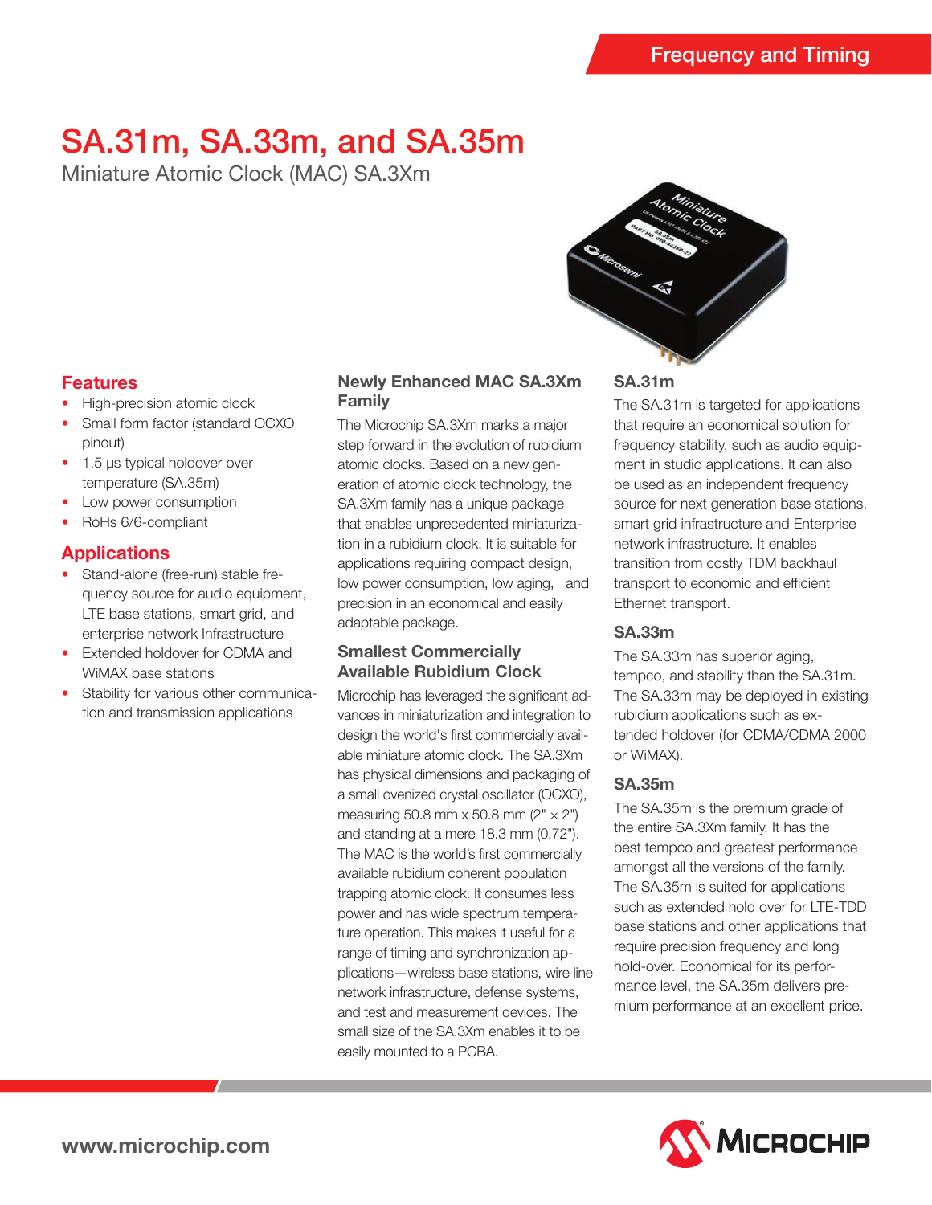Frequency and Timing

# SA.31m, SA.33m, and SA.35m

Miniature Atomic Clock (MAC) SA.3Xm

## Features

- High-precision atomic clock
- Small form factor (standard OCXO pinout)
- 1.5 µs typical holdover over temperature (SA.35m)
- Low power consumption
- RoHs 6/6-compliant

## Applications

- Stand-alone (free-run) stable frequency source for audio equipment, LTE base stations, smart grid, and enterprise network Infrastructure
- Extended holdover for CDMA and WiMAX base stations
- Stability for various other communication and transmission applications

## Newly Enhanced MAC SA.3Xm Family

The Microchip SA.3Xm marks a major step forward in the evolution of rubidium atomic clocks. Based on a new generation of atomic clock technology, the SA.3Xm family has a unique package that enables unprecedented miniaturization in a rubidium clock. It is suitable for applications requiring compact design, low power consumption, low aging, and precision in an economical and easily adaptable package.

## Smallest Commercially Available Rubidium Clock

Microchip has leveraged the significant advances in miniaturization and integration to design the world's first commercially available miniature atomic clock. The SA.3Xm has physical dimensions and packaging of a small ovenized crystal oscillator (OCXO), measuring 50.8 mm x 50.8 mm (2" × 2") and standing at a mere 18.3 mm (0.72"). The MAC is the world's first commercially available rubidium coherent population trapping atomic clock. It consumes less power and has wide spectrum temperature operation. This makes it useful for a range of timing and synchronization applications—wireless base stations, wire line network infrastructure, defense systems, and test and measurement devices. The small size of the SA.3Xm enables it to be easily mounted to a PCBA.

## SA.31m

The SA.31m is targeted for applications that require an economical solution for frequency stability, such as audio equipment in studio applications. It can also be used as an independent frequency source for next generation base stations, smart grid infrastructure and Enterprise network infrastructure. It enables transition from costly TDM backhaul transport to economic and efficient Ethernet transport.

## SA.33m

The SA.33m has superior aging, tempco, and stability than the SA.31m. The SA.33m may be deployed in existing rubidium applications such as extended holdover (for CDMA/CDMA 2000 or WiMAX).

## SA.35m

The SA.35m is the premium grade of the entire SA.3Xm family. It has the best tempco and greatest performance amongst all the versions of the family. The SA.35m is suited for applications such as extended hold over for LTE-TDD base stations and other applications that require precision frequency and long hold-over. Economical for its performance level, the SA.35m delivers premium performance at an excellent price.

www.microchip.com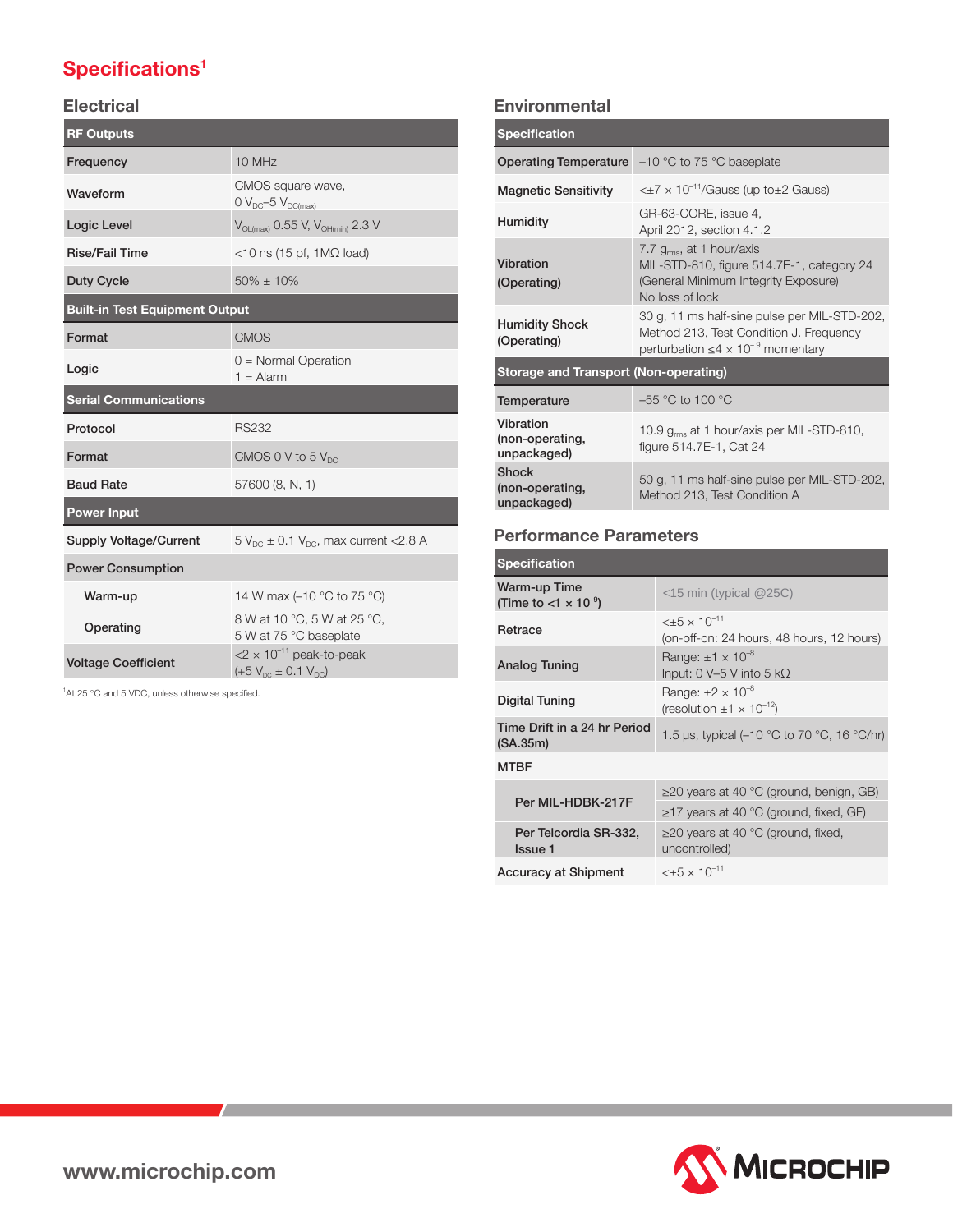## Specifications[1]

### Electrical

| RF Outputs | |
|---|---|
| Frequency | 10 MHz |
| Waveform | CMOS square wave, 0 $V_{DC}$–5 $V_{DC(max)}$ |
| Logic Level | $V_{OL(max)}$ 0.55 V, $V_{OH(min)}$ 2.3 V |
| Rise/Fall Time | <10 ns (15 pf, 1MΩ load) |
| Duty Cycle | 50% ± 10% |
| **Built-in Test Equipment Output** | |
| Format | CMOS |
| Logic | 0 = Normal Operation<br>1 = Alarm |
| **Serial Communications** | |
| Protocol | RS232 |
| Format | CMOS 0 V to 5 $V_{DC}$ |
| Baud Rate | 57600 (8, N, 1) |
| **Power Input** | |
| Supply Voltage/Current | 5 $V_{DC}$ ± 0.1 $V_{DC}$, max current <2.8 A |
| Power Consumption | |
| Warm-up | 14 W max (–10 °C to 75 °C) |
| Operating | 8 W at 10 °C, 5 W at 25 °C, 5 W at 75 °C baseplate |
| Voltage Coefficient | <2 × $10^{-11}$ peak-to-peak (+5 $V_{DC}$ ± 0.1 $V_{DC}$) |

[1]At 25 °C and 5 VDC, unless otherwise specified.

### Environmental

| Specification | |
|---|---|
| Operating Temperature | –10 °C to 75 °C baseplate |
| Magnetic Sensitivity | <±7 × $10^{-11}$/Gauss (up to±2 Gauss) |
| Humidity | GR-63-CORE, issue 4, April 2012, section 4.1.2 |
| Vibration (Operating) | 7.7 $g_{rms}$, at 1 hour/axis<br>MIL-STD-810, figure 514.7E-1, category 24<br>(General Minimum Integrity Exposure)<br>No loss of lock |
| Humidity Shock (Operating) | 30 g, 11 ms half-sine pulse per MIL-STD-202, Method 213, Test Condition J. Frequency perturbation ≤4 × $10^{-9}$ momentary |
| **Storage and Transport (Non-operating)** | |
| Temperature | –55 °C to 100 °C |
| Vibration (non-operating, unpackaged) | 10.9 $g_{rms}$ at 1 hour/axis per MIL-STD-810, figure 514.7E-1, Cat 24 |
| Shock (non-operating, unpackaged) | 50 g, 11 ms half-sine pulse per MIL-STD-202, Method 213, Test Condition A |

### Performance Parameters

| Specification | |
|---|---|
| Warm-up Time (Time to <1 × $10^{-9}$) | <15 min (typical @25C) |
| Retrace | <±5 × $10^{-11}$<br>(on-off-on: 24 hours, 48 hours, 12 hours) |
| Analog Tuning | Range: ±1 × $10^{-8}$<br>Input: 0 V–5 V into 5 kΩ |
| Digital Tuning | Range: ±2 × $10^{-8}$<br>(resolution ±1 × $10^{-12}$) |
| Time Drift in a 24 hr Period (SA.35m) | 1.5 µs, typical (–10 °C to 70 °C, 16 °C/hr) |
| MTBF | |
| Per MIL-HDBK-217F | ≥20 years at 40 °C (ground, benign, GB)<br>≥17 years at 40 °C (ground, fixed, GF) |
| Per Telcordia SR-332, Issue 1 | ≥20 years at 40 °C (ground, fixed, uncontrolled) |
| Accuracy at Shipment | <±5 × $10^{-11}$ |

www.microchip.com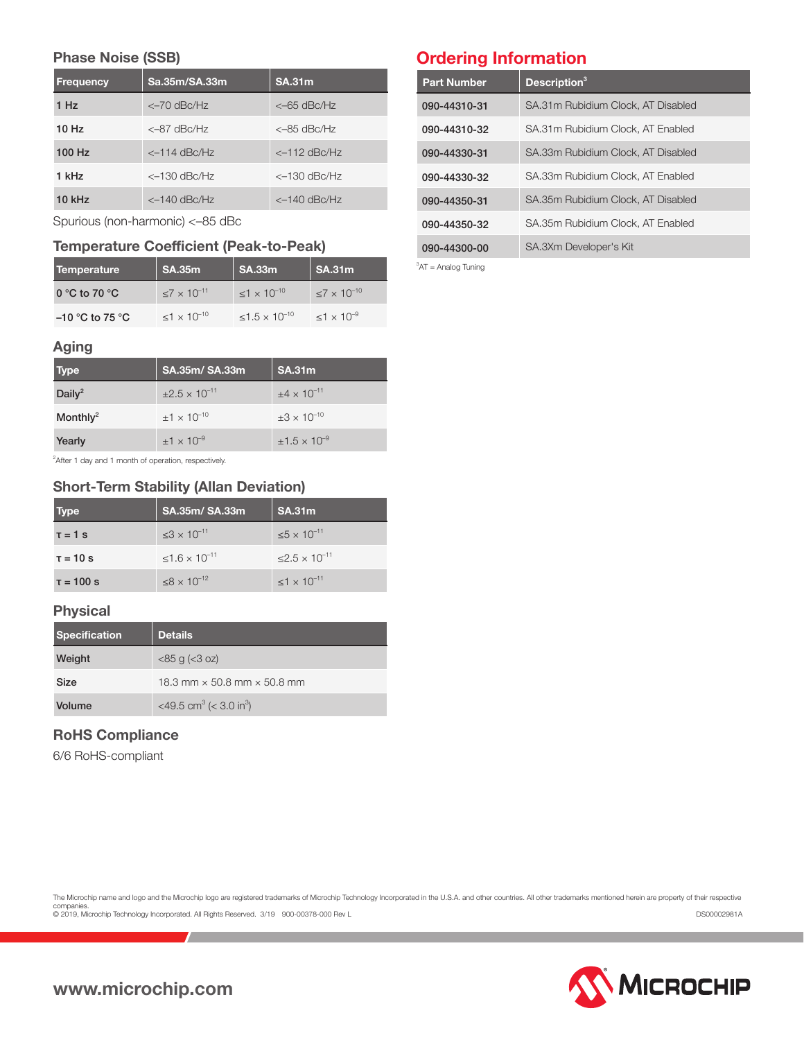### Phase Noise (SSB)

| Frequency | Sa.35m/SA.33m | SA.31m |
|---|---|---|
| 1 Hz | <–70 dBc/Hz | <–65 dBc/Hz |
| 10 Hz | <–87 dBc/Hz | <–85 dBc/Hz |
| 100 Hz | <–114 dBc/Hz | <–112 dBc/Hz |
| 1 kHz | <–130 dBc/Hz | <–130 dBc/Hz |
| 10 kHz | <–140 dBc/Hz | <–140 dBc/Hz |

Spurious (non-harmonic) <–85 dBc

### Temperature Coefficient (Peak-to-Peak)

| Temperature | SA.35m | SA.33m | SA.31m |
|---|---|---|---|
| 0 °C to 70 °C | $\leq 7 \times 10^{-11}$ | $\leq 1 \times 10^{-10}$ | $\leq 7 \times 10^{-10}$ |
| –10 °C to 75 °C | $\leq 1 \times 10^{-10}$ | $\leq 1.5 \times 10^{-10}$ | $\leq 1 \times 10^{-9}$ |

### Aging

| Type | SA.35m/ SA.33m | SA.31m |
|---|---|---|
| Daily[2] | $\pm 2.5 \times 10^{-11}$ | $\pm 4 \times 10^{-11}$ |
| Monthly[2] | $\pm 1 \times 10^{-10}$ | $\pm 3 \times 10^{-10}$ |
| Yearly | $\pm 1 \times 10^{-9}$ | $\pm 1.5 \times 10^{-9}$ |

[2]After 1 day and 1 month of operation, respectively.

### Short-Term Stability (Allan Deviation)

| Type | SA.35m/ SA.33m | SA.31m |
|---|---|---|
| $\tau$ = 1 s | $\leq 3 \times 10^{-11}$ | $\leq 5 \times 10^{-11}$ |
| $\tau$ = 10 s | $\leq 1.6 \times 10^{-11}$ | $\leq 2.5 \times 10^{-11}$ |
| $\tau$ = 100 s | $\leq 8 \times 10^{-12}$ | $\leq 1 \times 10^{-11}$ |

### Physical

| Specification | Details |
|---|---|
| Weight | <85 g (<3 oz) |
| Size | 18.3 mm × 50.8 mm × 50.8 mm |
| Volume | <49.5 $cm^3$ (< 3.0 $in^3$) |

### RoHS Compliance

6/6 RoHS-compliant

## Ordering Information

| Part Number | Description[3] |
|---|---|
| 090-44310-31 | SA.31m Rubidium Clock, AT Disabled |
| 090-44310-32 | SA.31m Rubidium Clock, AT Enabled |
| 090-44330-31 | SA.33m Rubidium Clock, AT Disabled |
| 090-44330-32 | SA.33m Rubidium Clock, AT Enabled |
| 090-44350-31 | SA.35m Rubidium Clock, AT Disabled |
| 090-44350-32 | SA.35m Rubidium Clock, AT Enabled |
| 090-44300-00 | SA.3Xm Developer's Kit |

[3]AT = Analog Tuning

The Microchip name and logo and the Microchip logo are registered trademarks of Microchip Technology Incorporated in the U.S.A. and other countries. All other trademarks mentioned herein are property of their respective companies.
© 2019, Microchip Technology Incorporated. All Rights Reserved. 3/19 900-00378-000 Rev L

DS00002981A

www.microchip.com